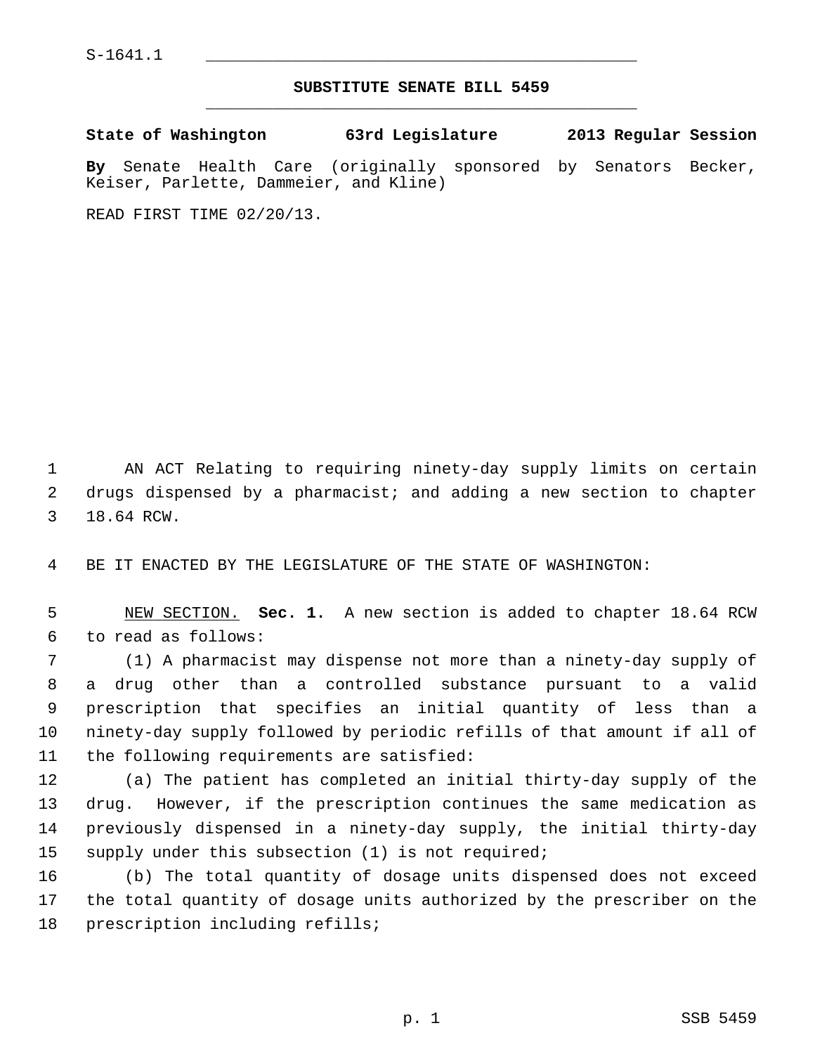S-1641.1

# SUBSTITUTE SENATE BILL 5459

**State of Washington 63rd Legislature 2013 Regular Session**

**By** Senate Health Care (originally sponsored by Senators Becker, Keiser, Parlette, Dammeier, and Kline)

READ FIRST TIME 02/20/13.

AN ACT Relating to requiring ninety-day supply limits on certain drugs dispensed by a pharmacist; and adding a new section to chapter 18.64 RCW.

BE IT ENACTED BY THE LEGISLATURE OF THE STATE OF WASHINGTON:

NEW SECTION. **Sec. 1.** A new section is added to chapter 18.64 RCW to read as follows:

(1) A pharmacist may dispense not more than a ninety-day supply of a drug other than a controlled substance pursuant to a valid prescription that specifies an initial quantity of less than a ninety-day supply followed by periodic refills of that amount if all of the following requirements are satisfied:

(a) The patient has completed an initial thirty-day supply of the drug. However, if the prescription continues the same medication as previously dispensed in a ninety-day supply, the initial thirty-day supply under this subsection (1) is not required;

(b) The total quantity of dosage units dispensed does not exceed the total quantity of dosage units authorized by the prescriber on the prescription including refills;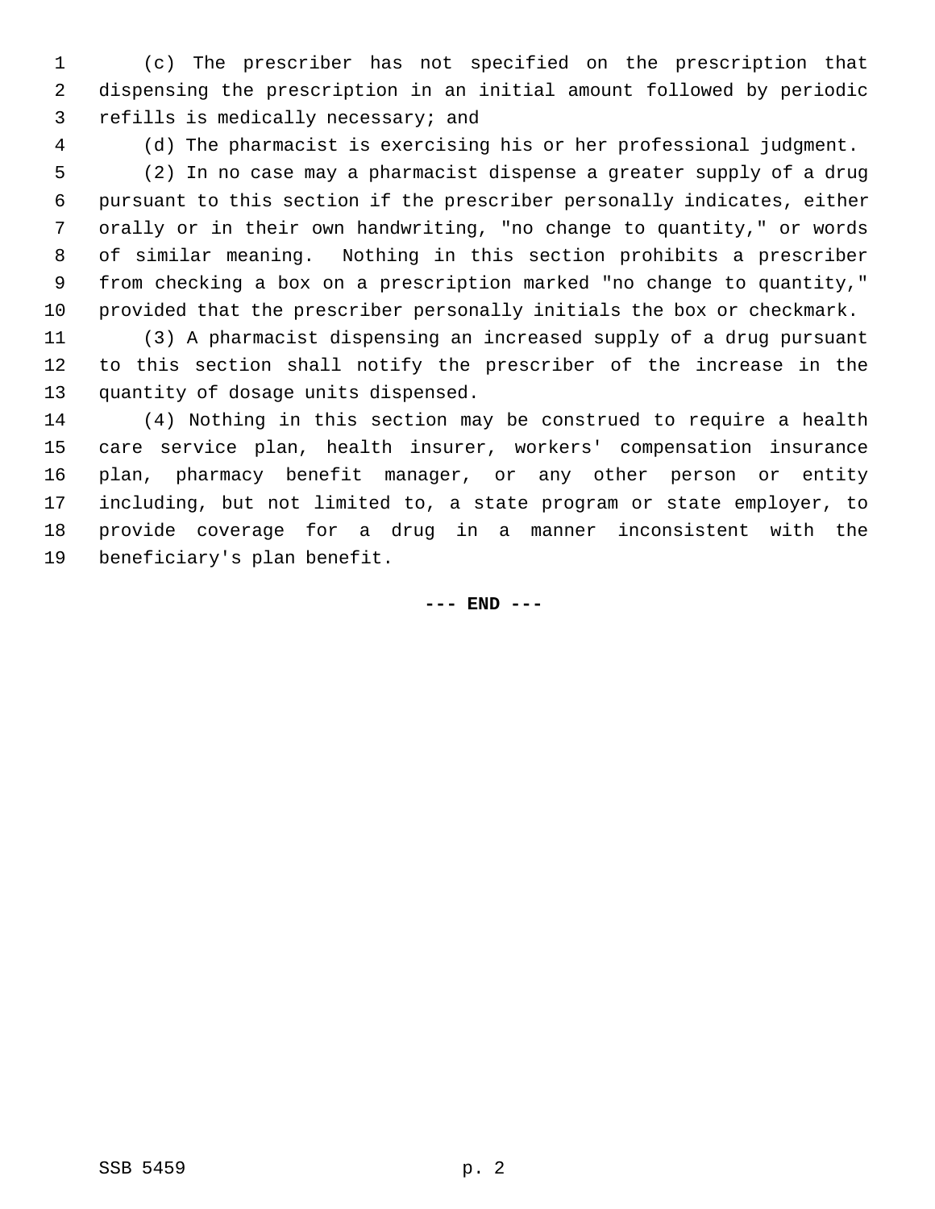(c) The prescriber has not specified on the prescription that dispensing the prescription in an initial amount followed by periodic refills is medically necessary; and

(d) The pharmacist is exercising his or her professional judgment.

(2) In no case may a pharmacist dispense a greater supply of a drug pursuant to this section if the prescriber personally indicates, either orally or in their own handwriting, "no change to quantity," or words of similar meaning. Nothing in this section prohibits a prescriber from checking a box on a prescription marked "no change to quantity," provided that the prescriber personally initials the box or checkmark.

(3) A pharmacist dispensing an increased supply of a drug pursuant to this section shall notify the prescriber of the increase in the quantity of dosage units dispensed.

(4) Nothing in this section may be construed to require a health care service plan, health insurer, workers' compensation insurance plan, pharmacy benefit manager, or any other person or entity including, but not limited to, a state program or state employer, to provide coverage for a drug in a manner inconsistent with the beneficiary's plan benefit.

**--- END ---**